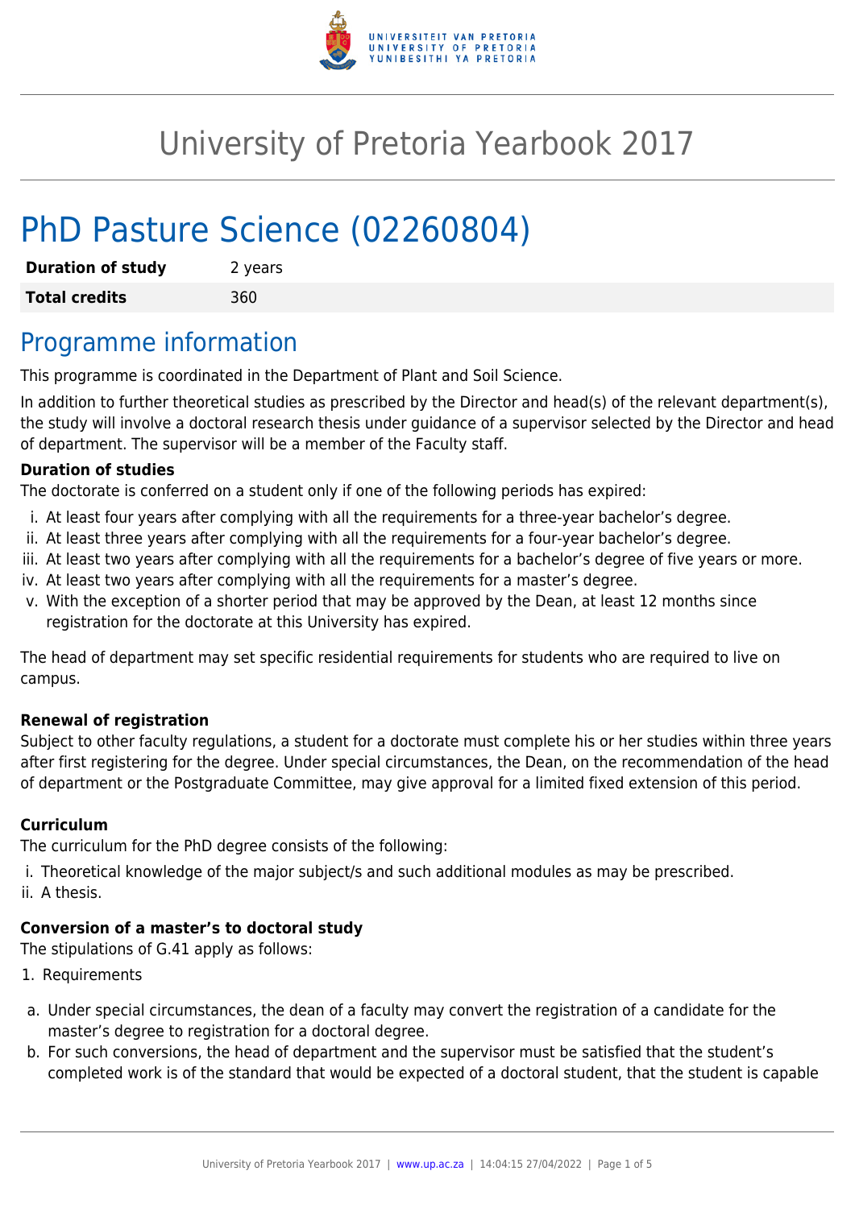# University of Pretoria Yearbook 2017

# PhD Pasture Science (02260804)

| **Duration of study** | 2 years |
|---|---|
| **Total credits** | 360 |

## Programme information

This programme is coordinated in the Department of Plant and Soil Science.

In addition to further theoretical studies as prescribed by the Director and head(s) of the relevant department(s), the study will involve a doctoral research thesis under guidance of a supervisor selected by the Director and head of department. The supervisor will be a member of the Faculty staff.

**Duration of studies**

The doctorate is conferred on a student only if one of the following periods has expired:

i. At least four years after complying with all the requirements for a three-year bachelor's degree.
ii. At least three years after complying with all the requirements for a four-year bachelor's degree.
iii. At least two years after complying with all the requirements for a bachelor's degree of five years or more.
iv. At least two years after complying with all the requirements for a master's degree.
v. With the exception of a shorter period that may be approved by the Dean, at least 12 months since registration for the doctorate at this University has expired.

The head of department may set specific residential requirements for students who are required to live on campus.

**Renewal of registration**

Subject to other faculty regulations, a student for a doctorate must complete his or her studies within three years after first registering for the degree. Under special circumstances, the Dean, on the recommendation of the head of department or the Postgraduate Committee, may give approval for a limited fixed extension of this period.

**Curriculum**

The curriculum for the PhD degree consists of the following:

i. Theoretical knowledge of the major subject/s and such additional modules as may be prescribed.
ii. A thesis.

**Conversion of a master's to doctoral study**

The stipulations of G.41 apply as follows:

1. Requirements

a. Under special circumstances, the dean of a faculty may convert the registration of a candidate for the master's degree to registration for a doctoral degree.
b. For such conversions, the head of department and the supervisor must be satisfied that the student's completed work is of the standard that would be expected of a doctoral student, that the student is capable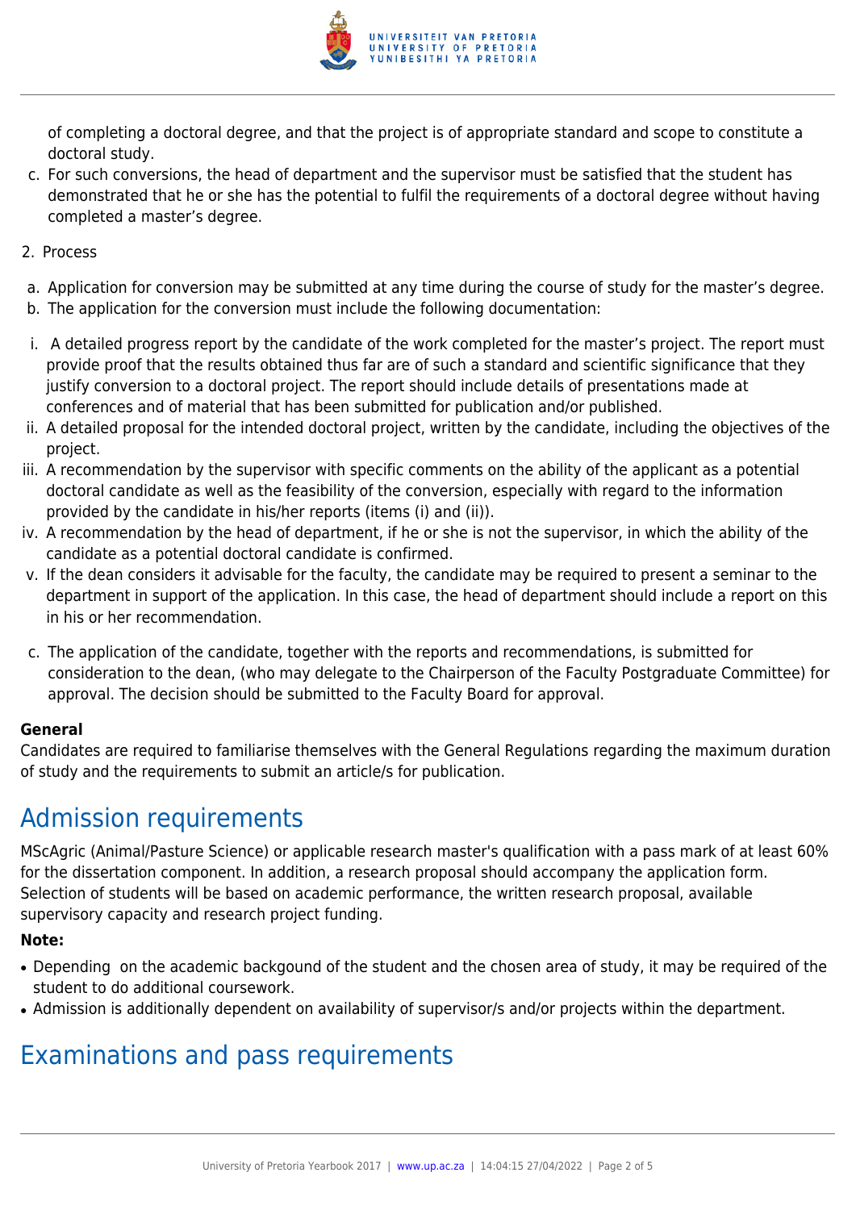of completing a doctoral degree, and that the project is of appropriate standard and scope to constitute a doctoral study.

c. For such conversions, the head of department and the supervisor must be satisfied that the student has demonstrated that he or she has the potential to fulfil the requirements of a doctoral degree without having completed a master's degree.

2. Process

a. Application for conversion may be submitted at any time during the course of study for the master's degree.
b. The application for the conversion must include the following documentation:

i. A detailed progress report by the candidate of the work completed for the master's project. The report must provide proof that the results obtained thus far are of such a standard and scientific significance that they justify conversion to a doctoral project. The report should include details of presentations made at conferences and of material that has been submitted for publication and/or published.
ii. A detailed proposal for the intended doctoral project, written by the candidate, including the objectives of the project.
iii. A recommendation by the supervisor with specific comments on the ability of the applicant as a potential doctoral candidate as well as the feasibility of the conversion, especially with regard to the information provided by the candidate in his/her reports (items (i) and (ii)).
iv. A recommendation by the head of department, if he or she is not the supervisor, in which the ability of the candidate as a potential doctoral candidate is confirmed.
v. If the dean considers it advisable for the faculty, the candidate may be required to present a seminar to the department in support of the application. In this case, the head of department should include a report on this in his or her recommendation.

c. The application of the candidate, together with the reports and recommendations, is submitted for consideration to the dean, (who may delegate to the Chairperson of the Faculty Postgraduate Committee) for approval. The decision should be submitted to the Faculty Board for approval.

**General**

Candidates are required to familiarise themselves with the General Regulations regarding the maximum duration of study and the requirements to submit an article/s for publication.

# Admission requirements

MScAgric (Animal/Pasture Science) or applicable research master's qualification with a pass mark of at least 60% for the dissertation component. In addition, a research proposal should accompany the application form. Selection of students will be based on academic performance, the written research proposal, available supervisory capacity and research project funding.

**Note:**

- Depending on the academic backgound of the student and the chosen area of study, it may be required of the student to do additional coursework.
- Admission is additionally dependent on availability of supervisor/s and/or projects within the department.

# Examinations and pass requirements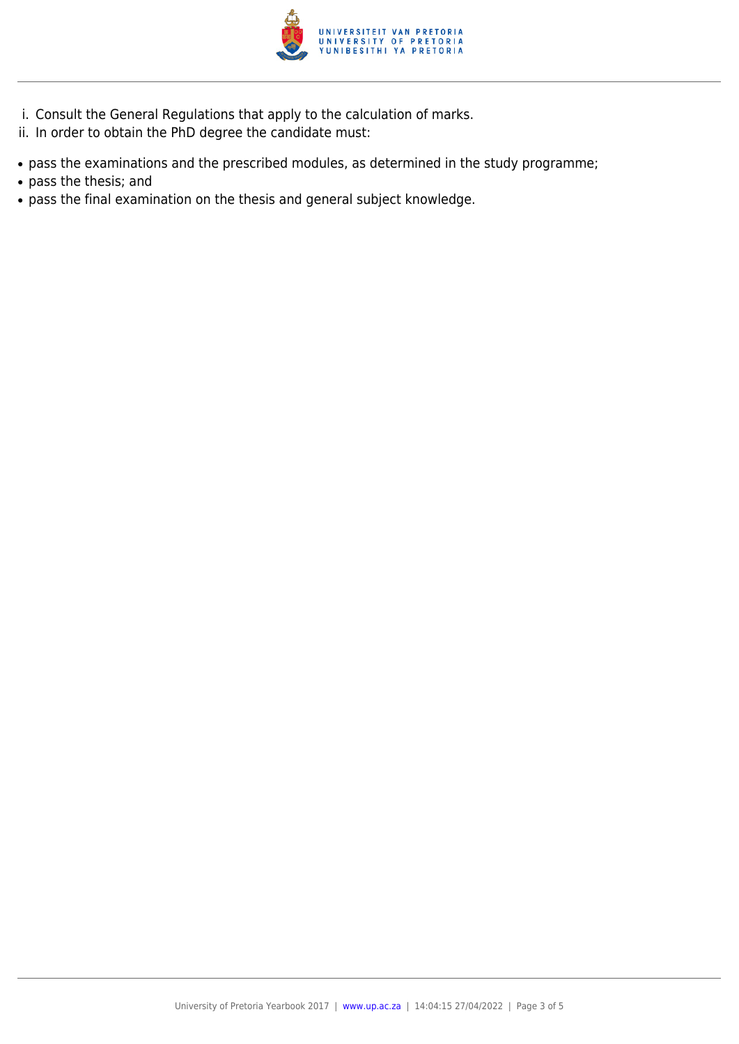i. Consult the General Regulations that apply to the calculation of marks.
ii. In order to obtain the PhD degree the candidate must:

- pass the examinations and the prescribed modules, as determined in the study programme;
- pass the thesis; and
- pass the final examination on the thesis and general subject knowledge.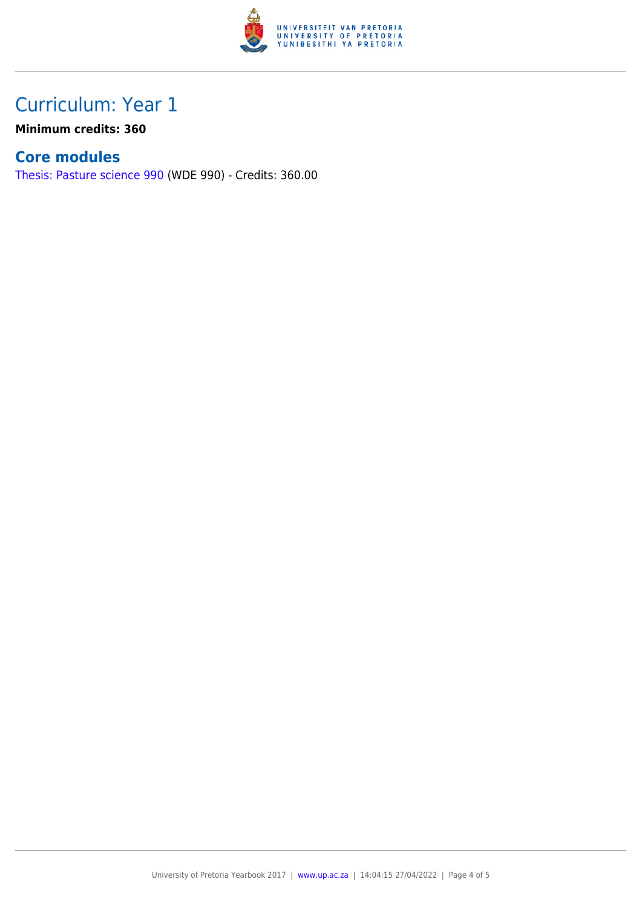# Curriculum: Year 1

**Minimum credits: 360**

## Core modules

Thesis: Pasture science 990 (WDE 990) - Credits: 360.00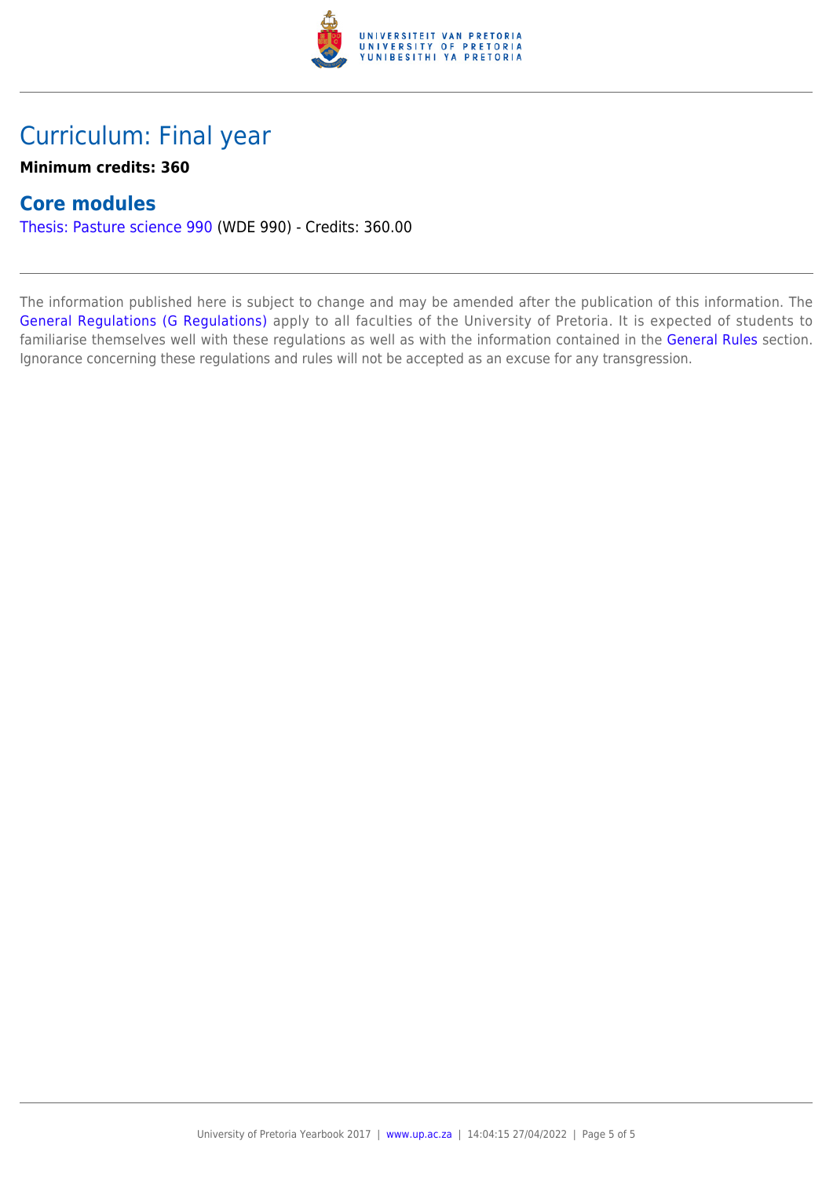## Curriculum: Final year

**Minimum credits: 360**

### Core modules

Thesis: Pasture science 990 (WDE 990) - Credits: 360.00

The information published here is subject to change and may be amended after the publication of this information. The General Regulations (G Regulations) apply to all faculties of the University of Pretoria. It is expected of students to familiarise themselves well with these regulations as well as with the information contained in the General Rules section. Ignorance concerning these regulations and rules will not be accepted as an excuse for any transgression.